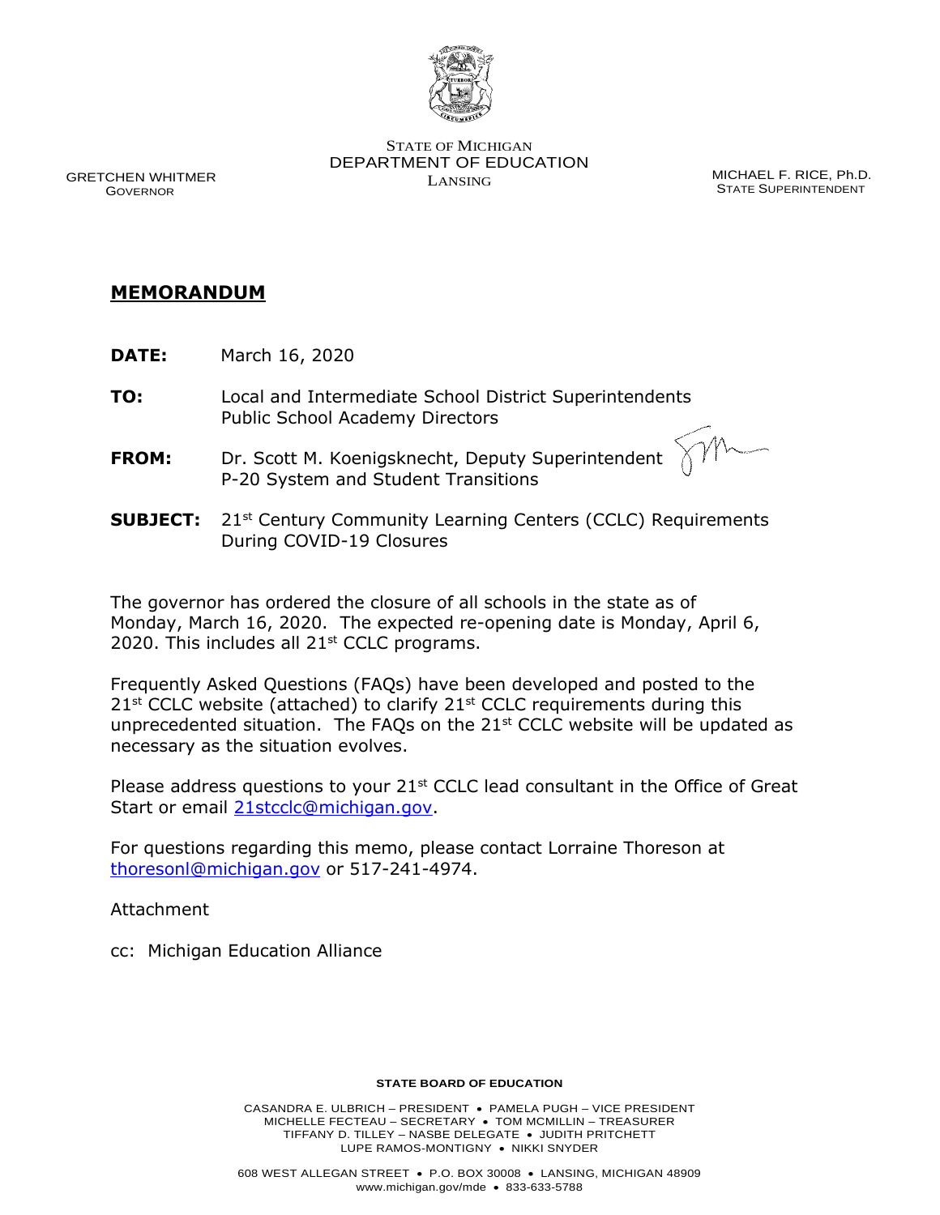STATE OF MICHIGAN
DEPARTMENT OF EDUCATION
LANSING

GRETCHEN WHITMER
GOVERNOR

MICHAEL F. RICE, Ph.D.
STATE SUPERINTENDENT

## MEMORANDUM

**DATE:** March 16, 2020

**TO:** Local and Intermediate School District Superintendents
Public School Academy Directors

**FROM:** Dr. Scott M. Koenigsknecht, Deputy Superintendent
P-20 System and Student Transitions

**SUBJECT:** 21st Century Community Learning Centers (CCLC) Requirements During COVID-19 Closures

The governor has ordered the closure of all schools in the state as of Monday, March 16, 2020. The expected re-opening date is Monday, April 6, 2020. This includes all 21st CCLC programs.

Frequently Asked Questions (FAQs) have been developed and posted to the 21st CCLC website (attached) to clarify 21st CCLC requirements during this unprecedented situation. The FAQs on the 21st CCLC website will be updated as necessary as the situation evolves.

Please address questions to your 21st CCLC lead consultant in the Office of Great Start or email 21stcclc@michigan.gov.

For questions regarding this memo, please contact Lorraine Thoreson at thoresonl@michigan.gov or 517-241-4974.

Attachment

cc: Michigan Education Alliance

**STATE BOARD OF EDUCATION**

CASANDRA E. ULBRICH – PRESIDENT • PAMELA PUGH – VICE PRESIDENT
MICHELLE FECTEAU – SECRETARY • TOM MCMILLIN – TREASURER
TIFFANY D. TILLEY – NASBE DELEGATE • JUDITH PRITCHETT
LUPE RAMOS-MONTIGNY • NIKKI SNYDER

608 WEST ALLEGAN STREET • P.O. BOX 30008 • LANSING, MICHIGAN 48909
www.michigan.gov/mde • 833-633-5788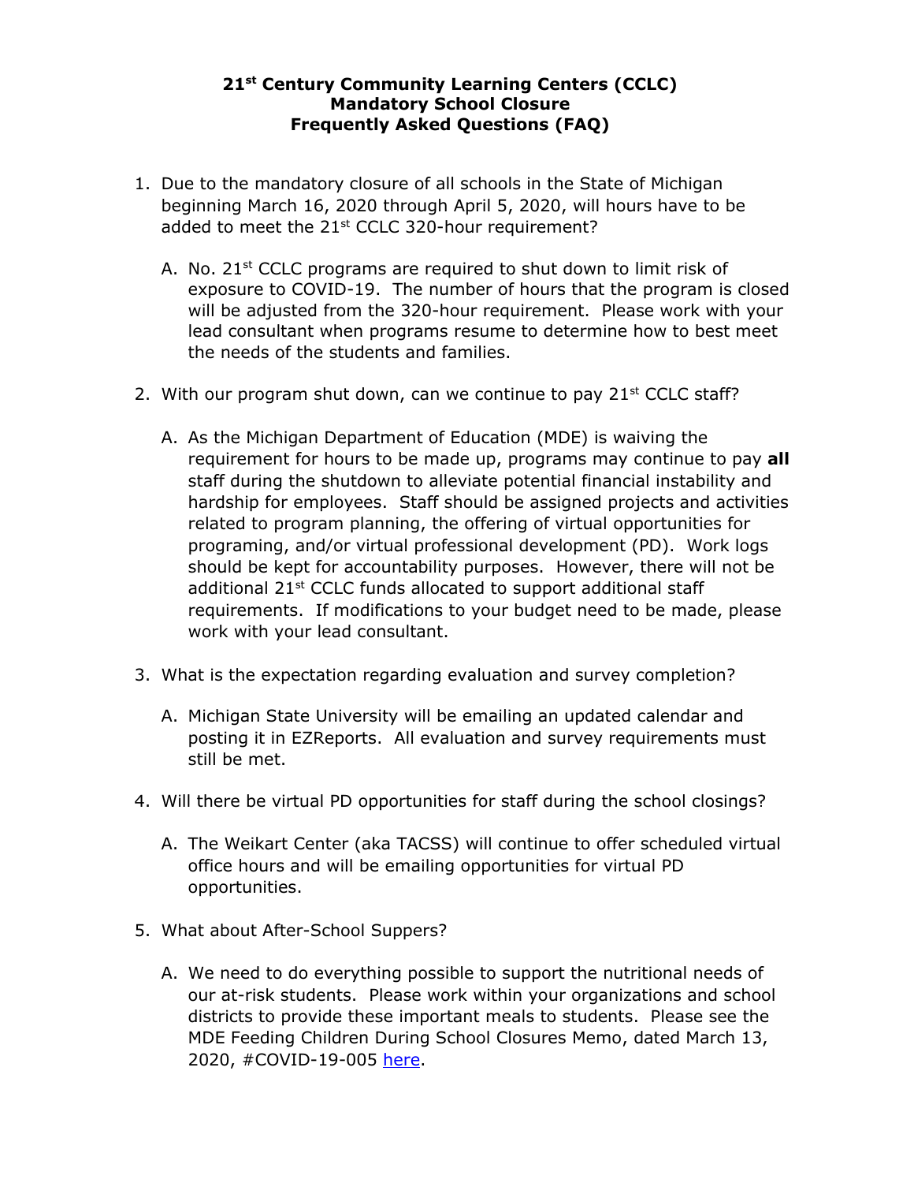**21st Century Community Learning Centers (CCLC)**
**Mandatory School Closure**
**Frequently Asked Questions (FAQ)**

1. Due to the mandatory closure of all schools in the State of Michigan beginning March 16, 2020 through April 5, 2020, will hours have to be added to meet the 21st CCLC 320-hour requirement?

   A. No. 21st CCLC programs are required to shut down to limit risk of exposure to COVID-19. The number of hours that the program is closed will be adjusted from the 320-hour requirement. Please work with your lead consultant when programs resume to determine how to best meet the needs of the students and families.

2. With our program shut down, can we continue to pay 21st CCLC staff?

   A. As the Michigan Department of Education (MDE) is waiving the requirement for hours to be made up, programs may continue to pay **all** staff during the shutdown to alleviate potential financial instability and hardship for employees. Staff should be assigned projects and activities related to program planning, the offering of virtual opportunities for programing, and/or virtual professional development (PD). Work logs should be kept for accountability purposes. However, there will not be additional 21st CCLC funds allocated to support additional staff requirements. If modifications to your budget need to be made, please work with your lead consultant.

3. What is the expectation regarding evaluation and survey completion?

   A. Michigan State University will be emailing an updated calendar and posting it in EZReports. All evaluation and survey requirements must still be met.

4. Will there be virtual PD opportunities for staff during the school closings?

   A. The Weikart Center (aka TACSS) will continue to offer scheduled virtual office hours and will be emailing opportunities for virtual PD opportunities.

5. What about After-School Suppers?

   A. We need to do everything possible to support the nutritional needs of our at-risk students. Please work within your organizations and school districts to provide these important meals to students. Please see the MDE Feeding Children During School Closures Memo, dated March 13, 2020, #COVID-19-005 here.